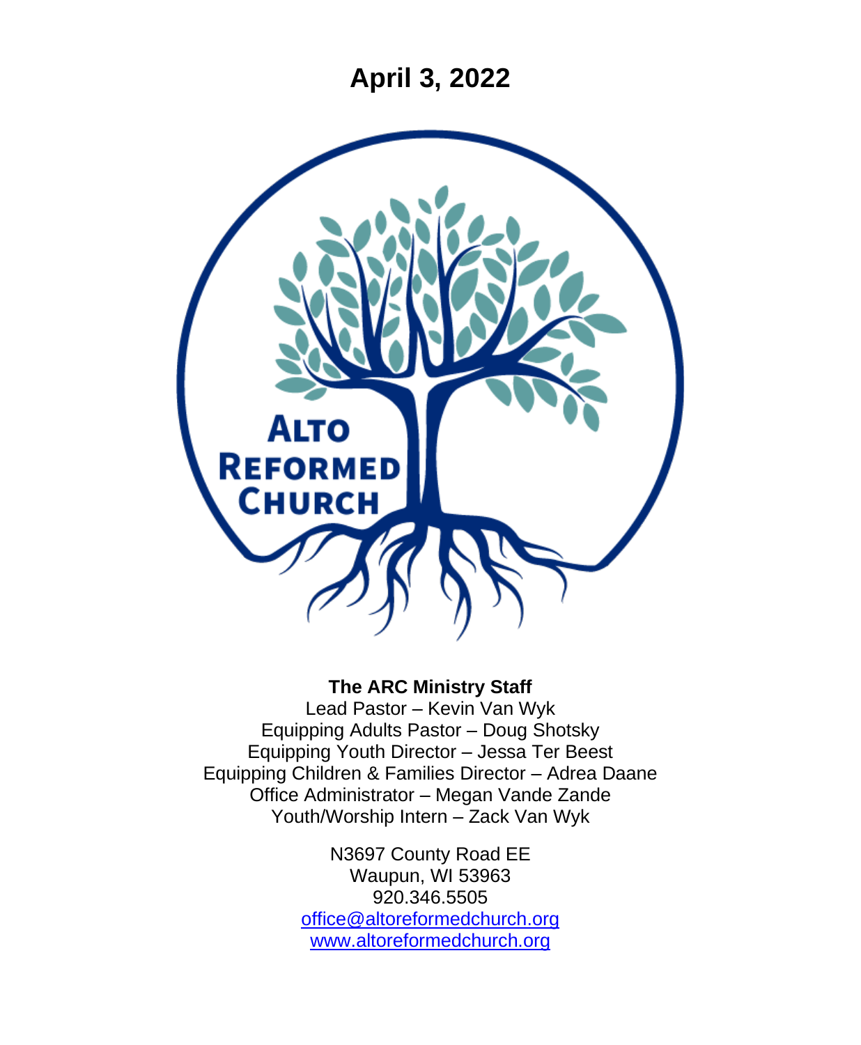# April 3, 2022

**The ARC Ministry Staff**

Lead Pastor – Kevin Van Wyk
Equipping Adults Pastor – Doug Shotsky
Equipping Youth Director – Jessa Ter Beest
Equipping Children & Families Director – Adrea Daane
Office Administrator – Megan Vande Zande
Youth/Worship Intern – Zack Van Wyk

N3697 County Road EE
Waupun, WI 53963
920.346.5505
office@altoreformedchurch.org
www.altoreformedchurch.org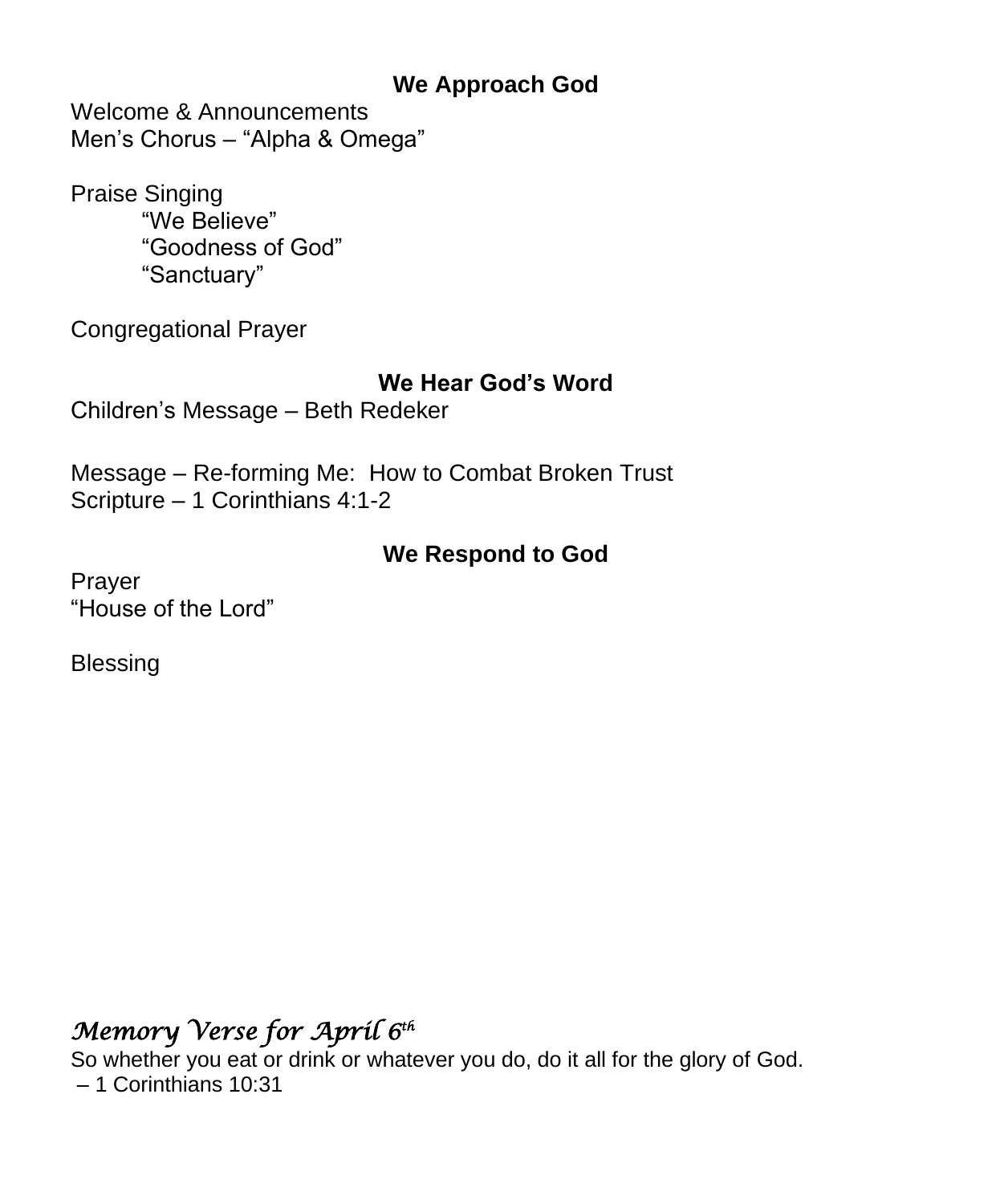## We Approach God

Welcome & Announcements
Men's Chorus – "Alpha & Omega"

Praise Singing
- "We Believe"
- "Goodness of God"
- "Sanctuary"

Congregational Prayer

## We Hear God's Word

Children's Message – Beth Redeker

Message – Re-forming Me: How to Combat Broken Trust
Scripture – 1 Corinthians 4:1-2

## We Respond to God

Prayer
"House of the Lord"

Blessing

### *Memory Verse for April 6th*

So whether you eat or drink or whatever you do, do it all for the glory of God.
– 1 Corinthians 10:31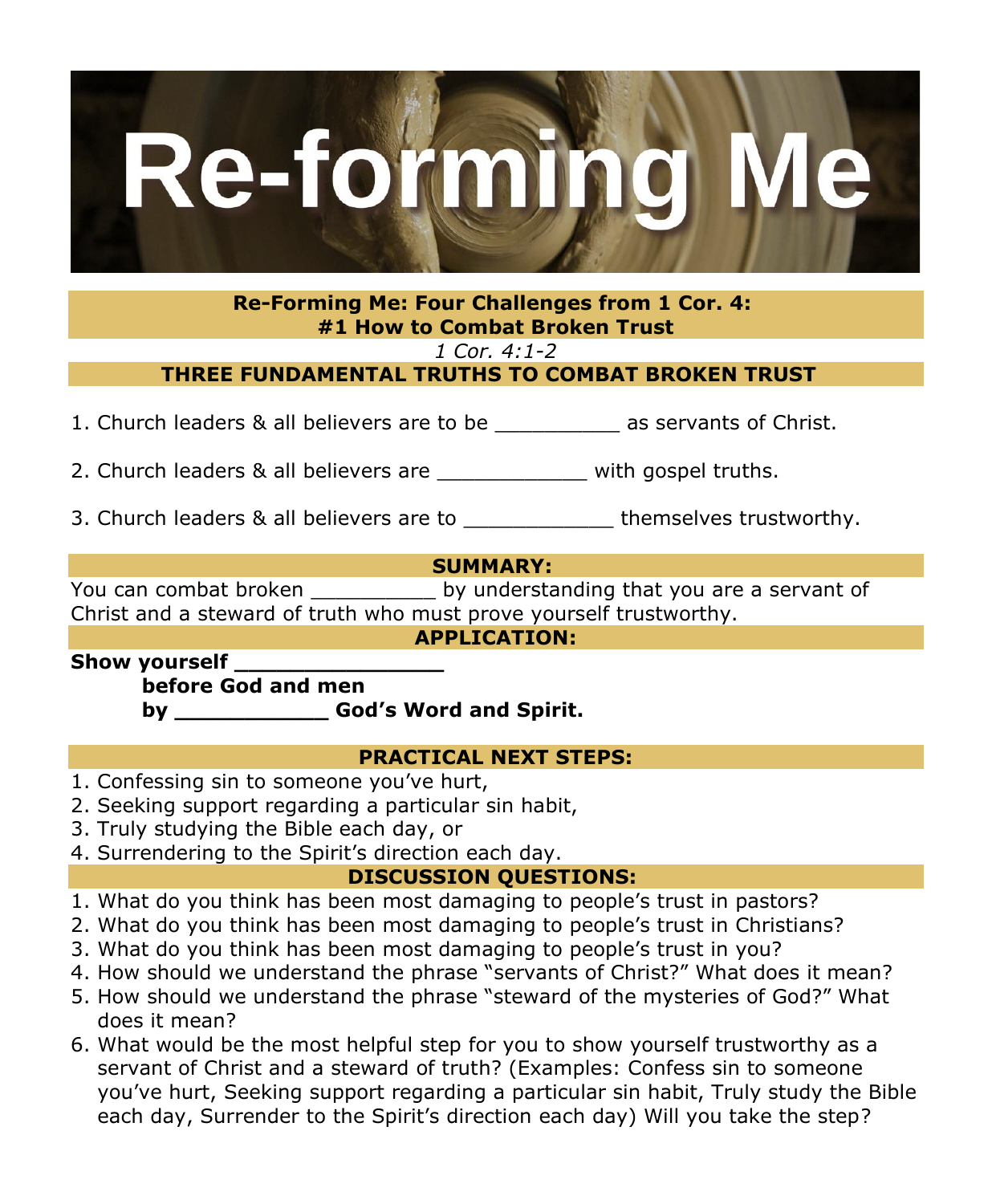# Re-forming Me

## Re-Forming Me: Four Challenges from 1 Cor. 4:
## #1 How to Combat Broken Trust

*1 Cor. 4:1-2*

### THREE FUNDAMENTAL TRUTHS TO COMBAT BROKEN TRUST

1. Church leaders & all believers are to be __________ as servants of Christ.

2. Church leaders & all believers are ____________ with gospel truths.

3. Church leaders & all believers are to ____________ themselves trustworthy.

### SUMMARY:

You can combat broken __________ by understanding that you are a servant of Christ and a steward of truth who must prove yourself trustworthy.

### APPLICATION:

**Show yourself _______________**
**before God and men**
**by ___________ God's Word and Spirit.**

### PRACTICAL NEXT STEPS:

1. Confessing sin to someone you've hurt,
2. Seeking support regarding a particular sin habit,
3. Truly studying the Bible each day, or
4. Surrendering to the Spirit's direction each day.

### DISCUSSION QUESTIONS:

1. What do you think has been most damaging to people's trust in pastors?
2. What do you think has been most damaging to people's trust in Christians?
3. What do you think has been most damaging to people's trust in you?
4. How should we understand the phrase "servants of Christ?" What does it mean?
5. How should we understand the phrase "steward of the mysteries of God?" What does it mean?
6. What would be the most helpful step for you to show yourself trustworthy as a servant of Christ and a steward of truth? (Examples: Confess sin to someone you've hurt, Seeking support regarding a particular sin habit, Truly study the Bible each day, Surrender to the Spirit's direction each day) Will you take the step?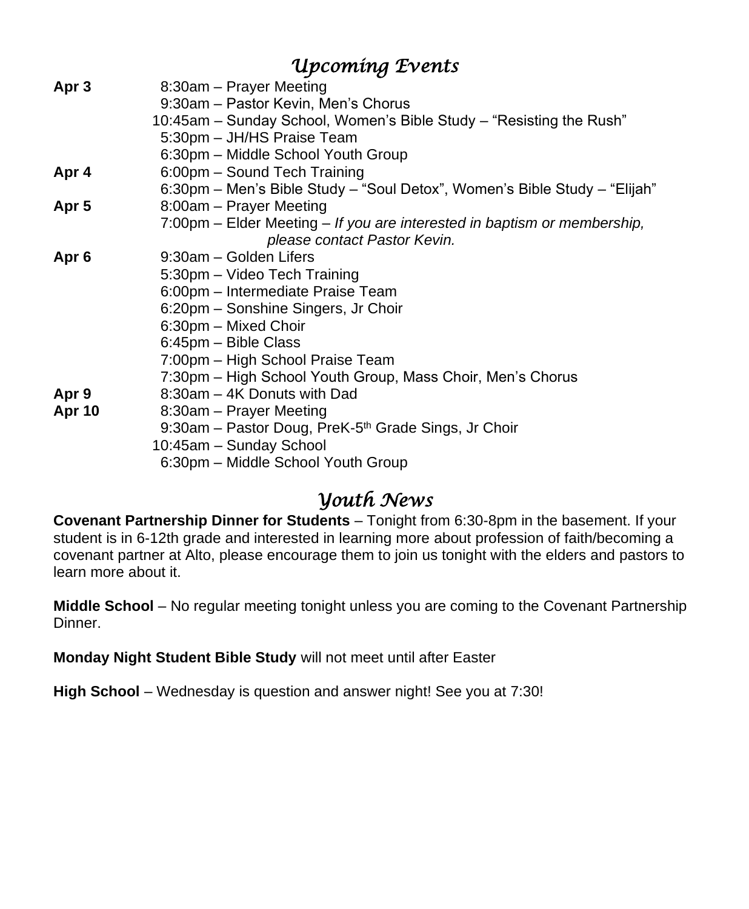## *Upcoming Events*

| | |
|---|---|
| **Apr 3** | 8:30am – Prayer Meeting |
| | 9:30am – Pastor Kevin, Men's Chorus |
| | 10:45am – Sunday School, Women's Bible Study – "Resisting the Rush" |
| | 5:30pm – JH/HS Praise Team |
| | 6:30pm – Middle School Youth Group |
| **Apr 4** | 6:00pm – Sound Tech Training |
| | 6:30pm – Men's Bible Study – "Soul Detox", Women's Bible Study – "Elijah" |
| **Apr 5** | 8:00am – Prayer Meeting |
| | 7:00pm – Elder Meeting – *If you are interested in baptism or membership, please contact Pastor Kevin.* |
| **Apr 6** | 9:30am – Golden Lifers |
| | 5:30pm – Video Tech Training |
| | 6:00pm – Intermediate Praise Team |
| | 6:20pm – Sonshine Singers, Jr Choir |
| | 6:30pm – Mixed Choir |
| | 6:45pm – Bible Class |
| | 7:00pm – High School Praise Team |
| | 7:30pm – High School Youth Group, Mass Choir, Men's Chorus |
| **Apr 9** | 8:30am – 4K Donuts with Dad |
| **Apr 10** | 8:30am – Prayer Meeting |
| | 9:30am – Pastor Doug, PreK-5th Grade Sings, Jr Choir |
| | 10:45am – Sunday School |
| | 6:30pm – Middle School Youth Group |

## *Youth News*

**Covenant Partnership Dinner for Students** – Tonight from 6:30-8pm in the basement. If your student is in 6-12th grade and interested in learning more about profession of faith/becoming a covenant partner at Alto, please encourage them to join us tonight with the elders and pastors to learn more about it.

**Middle School** – No regular meeting tonight unless you are coming to the Covenant Partnership Dinner.

**Monday Night Student Bible Study** will not meet until after Easter

**High School** – Wednesday is question and answer night! See you at 7:30!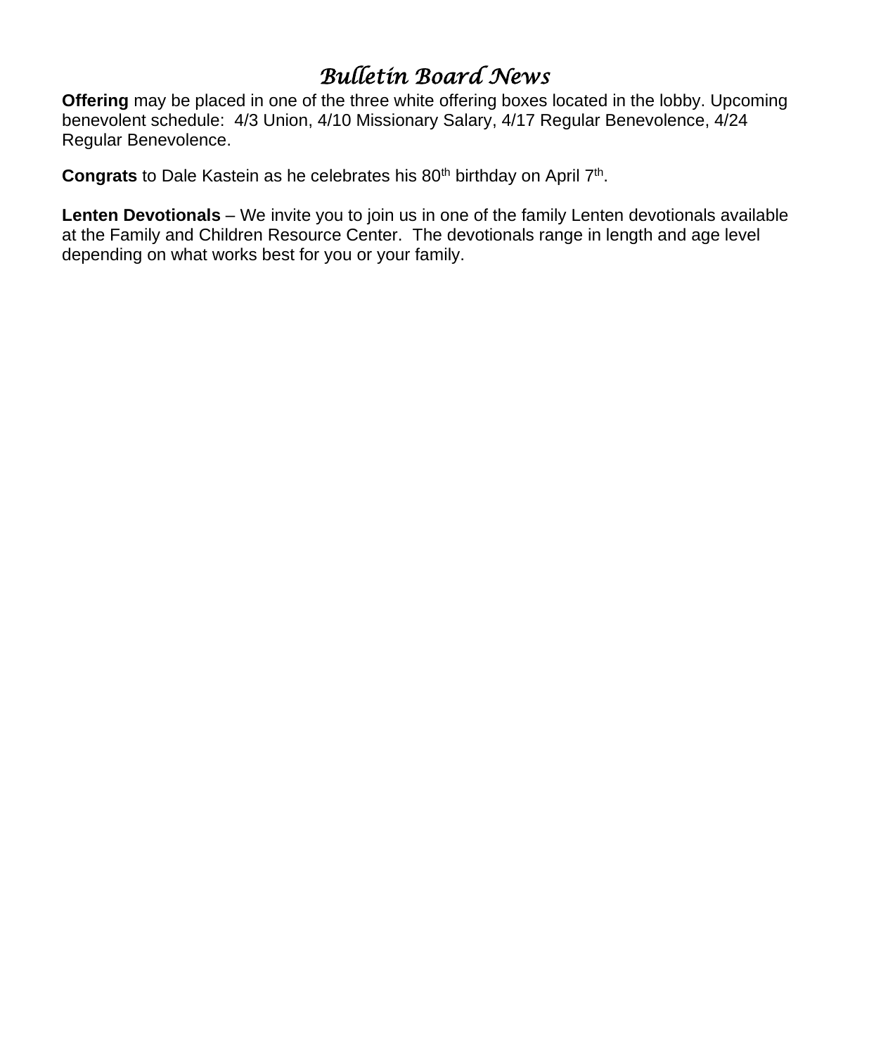# *Bulletin Board News*

**Offering** may be placed in one of the three white offering boxes located in the lobby. Upcoming benevolent schedule: 4/3 Union, 4/10 Missionary Salary, 4/17 Regular Benevolence, 4/24 Regular Benevolence.

**Congrats** to Dale Kastein as he celebrates his 80th birthday on April 7th.

**Lenten Devotionals** – We invite you to join us in one of the family Lenten devotionals available at the Family and Children Resource Center. The devotionals range in length and age level depending on what works best for you or your family.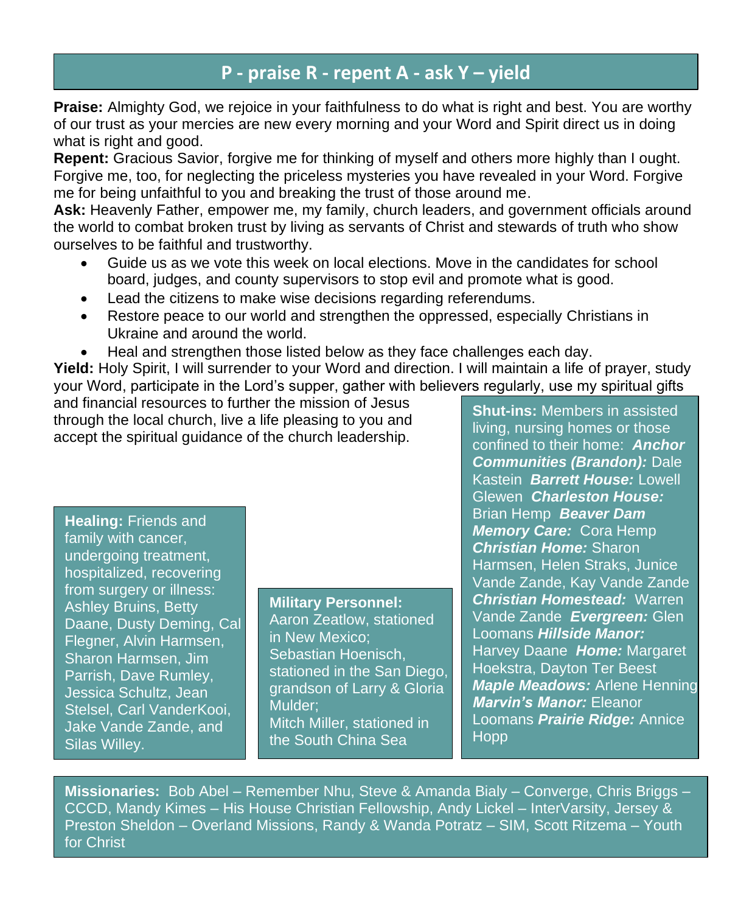## P - praise R - repent A - ask Y – yield

**Praise:** Almighty God, we rejoice in your faithfulness to do what is right and best. You are worthy of our trust as your mercies are new every morning and your Word and Spirit direct us in doing what is right and good.

**Repent:** Gracious Savior, forgive me for thinking of myself and others more highly than I ought. Forgive me, too, for neglecting the priceless mysteries you have revealed in your Word. Forgive me for being unfaithful to you and breaking the trust of those around me.

**Ask:** Heavenly Father, empower me, my family, church leaders, and government officials around the world to combat broken trust by living as servants of Christ and stewards of truth who show ourselves to be faithful and trustworthy.

- Guide us as we vote this week on local elections. Move in the candidates for school board, judges, and county supervisors to stop evil and promote what is good.
- Lead the citizens to make wise decisions regarding referendums.
- Restore peace to our world and strengthen the oppressed, especially Christians in Ukraine and around the world.
- Heal and strengthen those listed below as they face challenges each day.

**Yield:** Holy Spirit, I will surrender to your Word and direction. I will maintain a life of prayer, study your Word, participate in the Lord's supper, gather with believers regularly, use my spiritual gifts and financial resources to further the mission of Jesus through the local church, live a life pleasing to you and accept the spiritual guidance of the church leadership.

**Healing:** Friends and family with cancer, undergoing treatment, hospitalized, recovering from surgery or illness: Ashley Bruins, Betty Daane, Dusty Deming, Cal Flegner, Alvin Harmsen, Sharon Harmsen, Jim Parrish, Dave Rumley, Jessica Schultz, Jean Stelsel, Carl VanderKooi, Jake Vande Zande, and Silas Willey.

**Military Personnel:** Aaron Zeatlow, stationed in New Mexico; Sebastian Hoenisch, stationed in the San Diego, grandson of Larry & Gloria Mulder; Mitch Miller, stationed in the South China Sea

**Shut-ins:** Members in assisted living, nursing homes or those confined to their home: ***Anchor Communities (Brandon):*** Dale Kastein ***Barrett House:*** Lowell Glewen ***Charleston House:*** Brian Hemp ***Beaver Dam Memory Care:*** Cora Hemp ***Christian Home:*** Sharon Harmsen, Helen Straks, Junice Vande Zande, Kay Vande Zande ***Christian Homestead:*** Warren Vande Zande ***Evergreen:*** Glen Loomans ***Hillside Manor:*** Harvey Daane ***Home:*** Margaret Hoekstra, Dayton Ter Beest ***Maple Meadows:*** Arlene Henning ***Marvin's Manor:*** Eleanor Loomans ***Prairie Ridge:*** Annice Hopp

**Missionaries:** Bob Abel – Remember Nhu, Steve & Amanda Bialy – Converge, Chris Briggs – CCCD, Mandy Kimes – His House Christian Fellowship, Andy Lickel – InterVarsity, Jersey & Preston Sheldon – Overland Missions, Randy & Wanda Potratz – SIM, Scott Ritzema – Youth for Christ